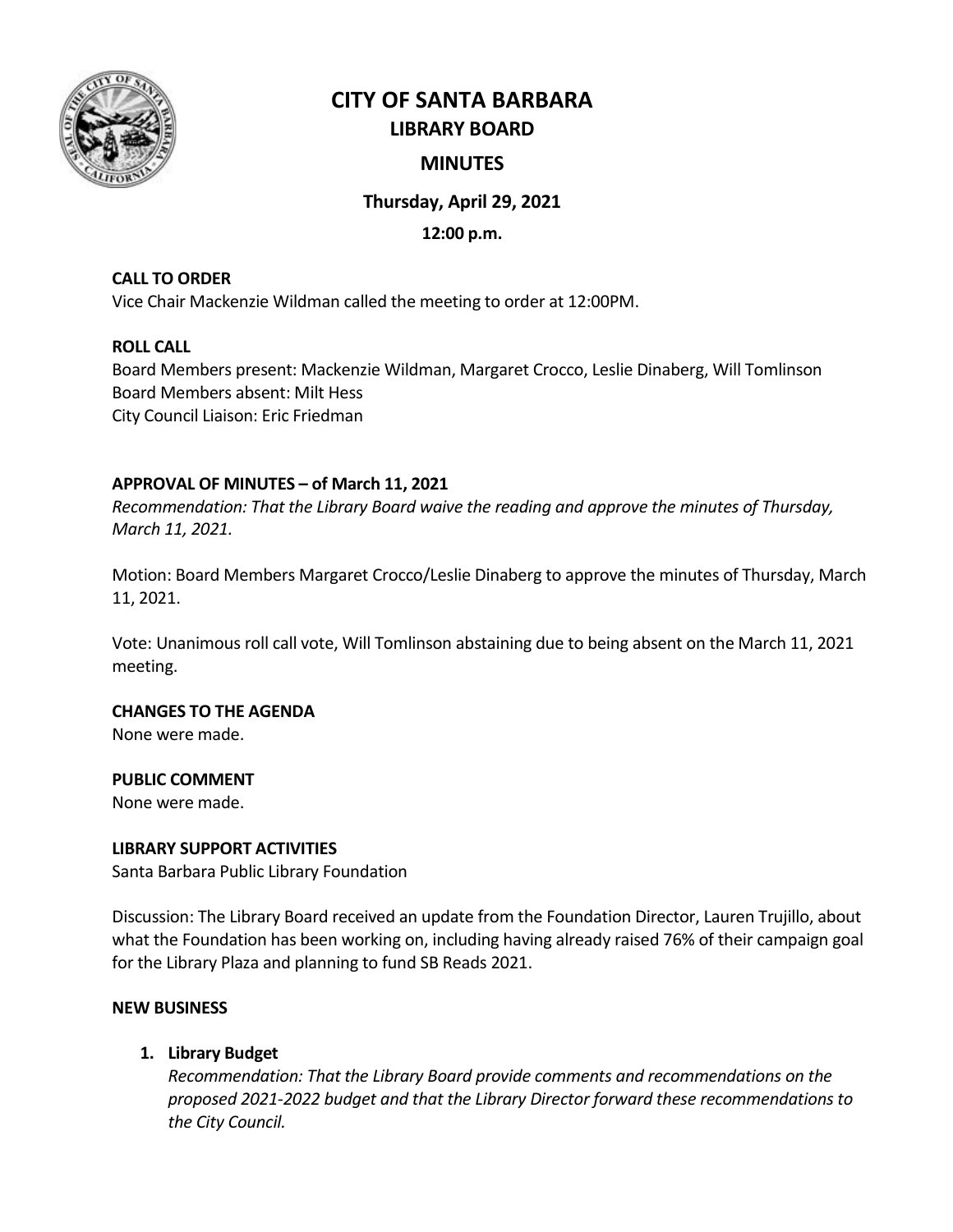# CITY OF SANTA BARBARA

## LIBRARY BOARD

## MINUTES

**Thursday, April 29, 2021**

**12:00 p.m.**

**CALL TO ORDER**
Vice Chair Mackenzie Wildman called the meeting to order at 12:00PM.

**ROLL CALL**
Board Members present: Mackenzie Wildman, Margaret Crocco, Leslie Dinaberg, Will Tomlinson
Board Members absent: Milt Hess
City Council Liaison: Eric Friedman

**APPROVAL OF MINUTES – of March 11, 2021**
*Recommendation: That the Library Board waive the reading and approve the minutes of Thursday, March 11, 2021.*

Motion: Board Members Margaret Crocco/Leslie Dinaberg to approve the minutes of Thursday, March 11, 2021.

Vote: Unanimous roll call vote, Will Tomlinson abstaining due to being absent on the March 11, 2021 meeting.

**CHANGES TO THE AGENDA**
None were made.

**PUBLIC COMMENT**
None were made.

**LIBRARY SUPPORT ACTIVITIES**
Santa Barbara Public Library Foundation

Discussion: The Library Board received an update from the Foundation Director, Lauren Trujillo, about what the Foundation has been working on, including having already raised 76% of their campaign goal for the Library Plaza and planning to fund SB Reads 2021.

**NEW BUSINESS**

1. **Library Budget**
   *Recommendation: That the Library Board provide comments and recommendations on the proposed 2021-2022 budget and that the Library Director forward these recommendations to the City Council.*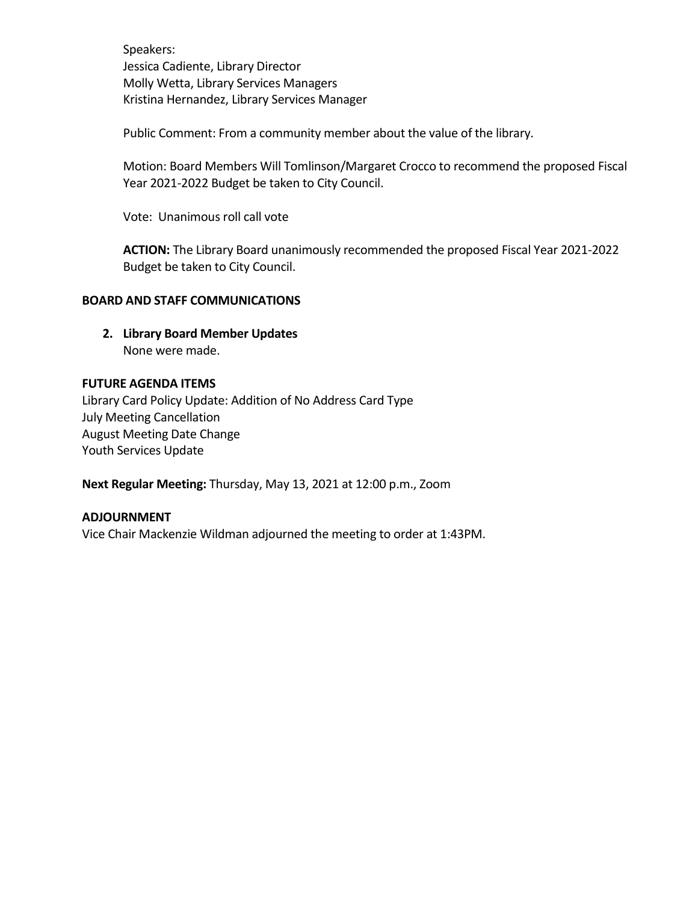Speakers:
Jessica Cadiente, Library Director
Molly Wetta, Library Services Managers
Kristina Hernandez, Library Services Manager

Public Comment: From a community member about the value of the library.

Motion: Board Members Will Tomlinson/Margaret Crocco to recommend the proposed Fiscal Year 2021-2022 Budget be taken to City Council.

Vote: Unanimous roll call vote

**ACTION:** The Library Board unanimously recommended the proposed Fiscal Year 2021-2022 Budget be taken to City Council.

**BOARD AND STAFF COMMUNICATIONS**

2. **Library Board Member Updates**
   None were made.

**FUTURE AGENDA ITEMS**
Library Card Policy Update: Addition of No Address Card Type
July Meeting Cancellation
August Meeting Date Change
Youth Services Update

**Next Regular Meeting:** Thursday, May 13, 2021 at 12:00 p.m., Zoom

**ADJOURNMENT**
Vice Chair Mackenzie Wildman adjourned the meeting to order at 1:43PM.